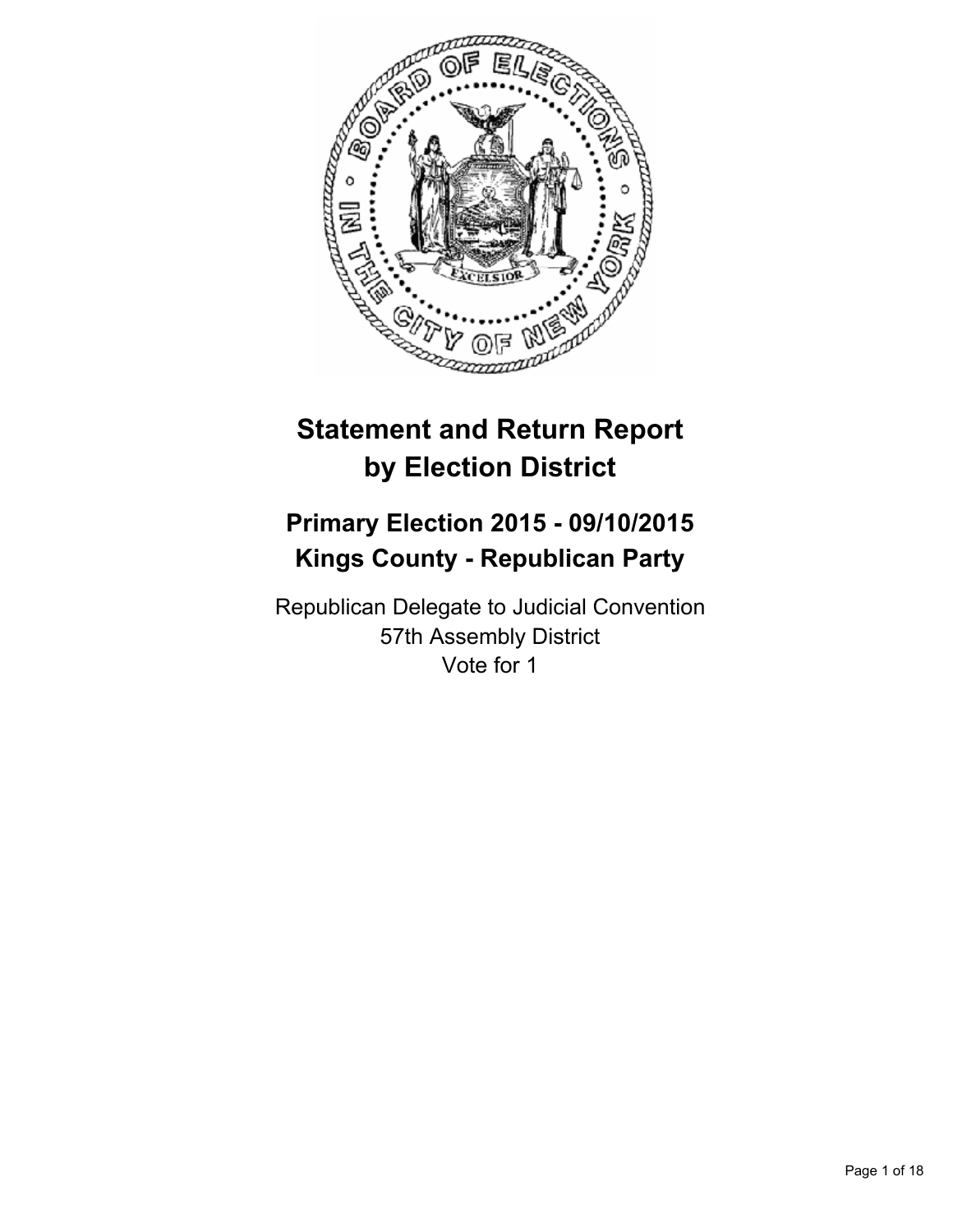# Statement and Return Report by Election District

## Primary Election 2015 - 09/10/2015
## Kings County - Republican Party

Republican Delegate to Judicial Convention
57th Assembly District
Vote for 1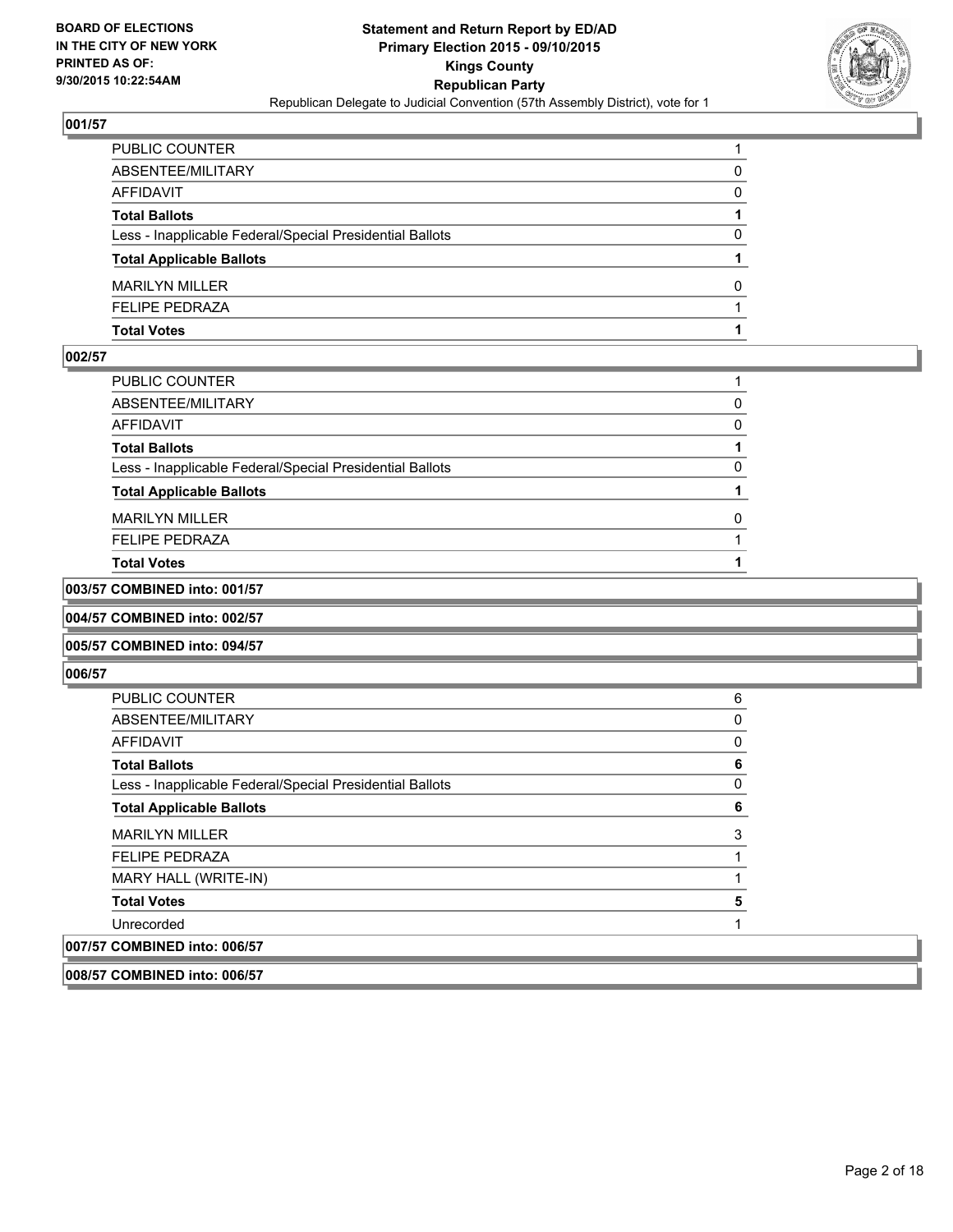**BOARD OF ELECTIONS IN THE CITY OF NEW YORK PRINTED AS OF: 9/30/2015 10:22:54AM**

**Statement and Return Report by ED/AD**
**Primary Election 2015 - 09/10/2015**
**Kings County**
**Republican Party**
Republican Delegate to Judicial Convention (57th Assembly District), vote for 1

### 001/57

| | |
|---|---|
| PUBLIC COUNTER | 1 |
| ABSENTEE/MILITARY | 0 |
| AFFIDAVIT | 0 |
| **Total Ballots** | **1** |
| Less - Inapplicable Federal/Special Presidential Ballots | 0 |
| **Total Applicable Ballots** | **1** |
| MARILYN MILLER | 0 |
| FELIPE PEDRAZA | 1 |
| **Total Votes** | **1** |

### 002/57

| | |
|---|---|
| PUBLIC COUNTER | 1 |
| ABSENTEE/MILITARY | 0 |
| AFFIDAVIT | 0 |
| **Total Ballots** | **1** |
| Less - Inapplicable Federal/Special Presidential Ballots | 0 |
| **Total Applicable Ballots** | **1** |
| MARILYN MILLER | 0 |
| FELIPE PEDRAZA | 1 |
| **Total Votes** | **1** |

### 003/57 COMBINED into: 001/57

### 004/57 COMBINED into: 002/57

### 005/57 COMBINED into: 094/57

### 006/57

| | |
|---|---|
| PUBLIC COUNTER | 6 |
| ABSENTEE/MILITARY | 0 |
| AFFIDAVIT | 0 |
| **Total Ballots** | **6** |
| Less - Inapplicable Federal/Special Presidential Ballots | 0 |
| **Total Applicable Ballots** | **6** |
| MARILYN MILLER | 3 |
| FELIPE PEDRAZA | 1 |
| MARY HALL (WRITE-IN) | 1 |
| **Total Votes** | **5** |
| Unrecorded | 1 |

### 007/57 COMBINED into: 006/57

### 008/57 COMBINED into: 006/57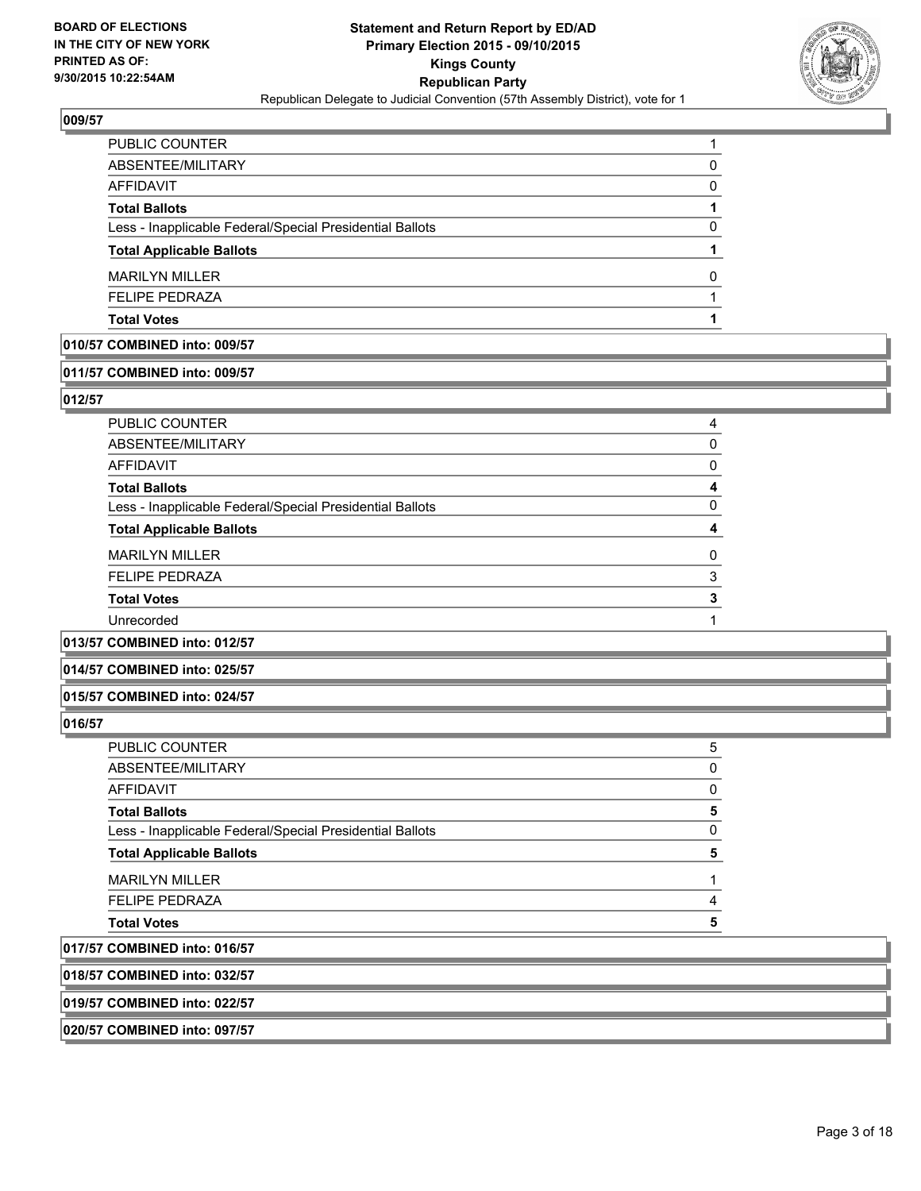**009/57**

| | |
|---|---|
| PUBLIC COUNTER | 1 |
| ABSENTEE/MILITARY | 0 |
| AFFIDAVIT | 0 |
| **Total Ballots** | **1** |
| Less - Inapplicable Federal/Special Presidential Ballots | 0 |
| **Total Applicable Ballots** | **1** |
| MARILYN MILLER | 0 |
| FELIPE PEDRAZA | 1 |
| **Total Votes** | **1** |

**010/57 COMBINED into: 009/57**

**011/57 COMBINED into: 009/57**

**012/57**

| | |
|---|---|
| PUBLIC COUNTER | 4 |
| ABSENTEE/MILITARY | 0 |
| AFFIDAVIT | 0 |
| **Total Ballots** | **4** |
| Less - Inapplicable Federal/Special Presidential Ballots | 0 |
| **Total Applicable Ballots** | **4** |
| MARILYN MILLER | 0 |
| FELIPE PEDRAZA | 3 |
| **Total Votes** | **3** |
| Unrecorded | 1 |

**013/57 COMBINED into: 012/57**

**014/57 COMBINED into: 025/57**

**015/57 COMBINED into: 024/57**

**016/57**

| | |
|---|---|
| PUBLIC COUNTER | 5 |
| ABSENTEE/MILITARY | 0 |
| AFFIDAVIT | 0 |
| **Total Ballots** | **5** |
| Less - Inapplicable Federal/Special Presidential Ballots | 0 |
| **Total Applicable Ballots** | **5** |
| MARILYN MILLER | 1 |
| FELIPE PEDRAZA | 4 |
| **Total Votes** | **5** |

**017/57 COMBINED into: 016/57**

**018/57 COMBINED into: 032/57**

**019/57 COMBINED into: 022/57**

**020/57 COMBINED into: 097/57**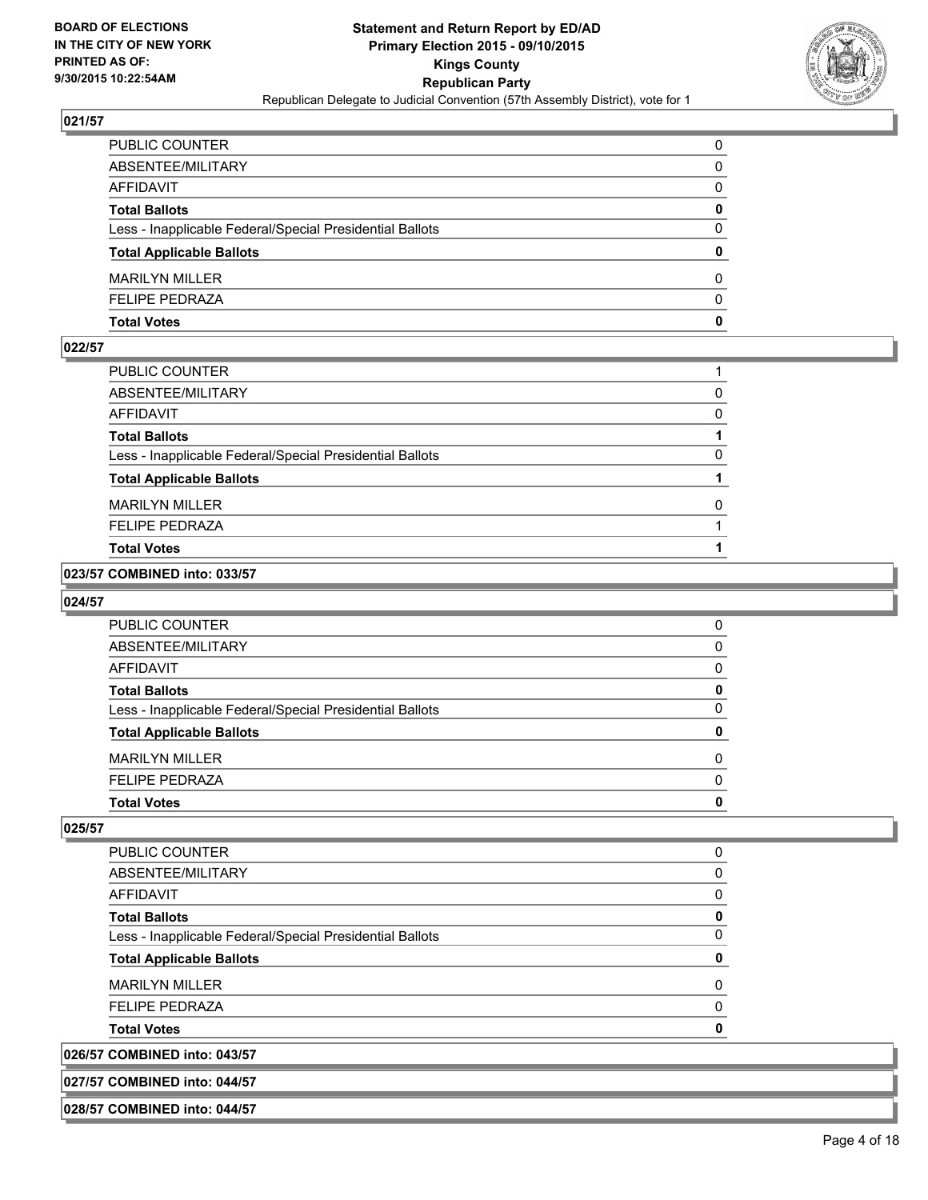## 021/57

| | |
|---|---|
| PUBLIC COUNTER | 0 |
| ABSENTEE/MILITARY | 0 |
| AFFIDAVIT | 0 |
| **Total Ballots** | **0** |
| Less - Inapplicable Federal/Special Presidential Ballots | 0 |
| **Total Applicable Ballots** | **0** |
| MARILYN MILLER | 0 |
| FELIPE PEDRAZA | 0 |
| **Total Votes** | **0** |

## 022/57

| | |
|---|---|
| PUBLIC COUNTER | 1 |
| ABSENTEE/MILITARY | 0 |
| AFFIDAVIT | 0 |
| **Total Ballots** | **1** |
| Less - Inapplicable Federal/Special Presidential Ballots | 0 |
| **Total Applicable Ballots** | **1** |
| MARILYN MILLER | 0 |
| FELIPE PEDRAZA | 1 |
| **Total Votes** | **1** |

## 023/57 COMBINED into: 033/57

## 024/57

| | |
|---|---|
| PUBLIC COUNTER | 0 |
| ABSENTEE/MILITARY | 0 |
| AFFIDAVIT | 0 |
| **Total Ballots** | **0** |
| Less - Inapplicable Federal/Special Presidential Ballots | 0 |
| **Total Applicable Ballots** | **0** |
| MARILYN MILLER | 0 |
| FELIPE PEDRAZA | 0 |
| **Total Votes** | **0** |

## 025/57

| | |
|---|---|
| PUBLIC COUNTER | 0 |
| ABSENTEE/MILITARY | 0 |
| AFFIDAVIT | 0 |
| **Total Ballots** | **0** |
| Less - Inapplicable Federal/Special Presidential Ballots | 0 |
| **Total Applicable Ballots** | **0** |
| MARILYN MILLER | 0 |
| FELIPE PEDRAZA | 0 |
| **Total Votes** | **0** |

## 026/57 COMBINED into: 043/57

## 027/57 COMBINED into: 044/57

## 028/57 COMBINED into: 044/57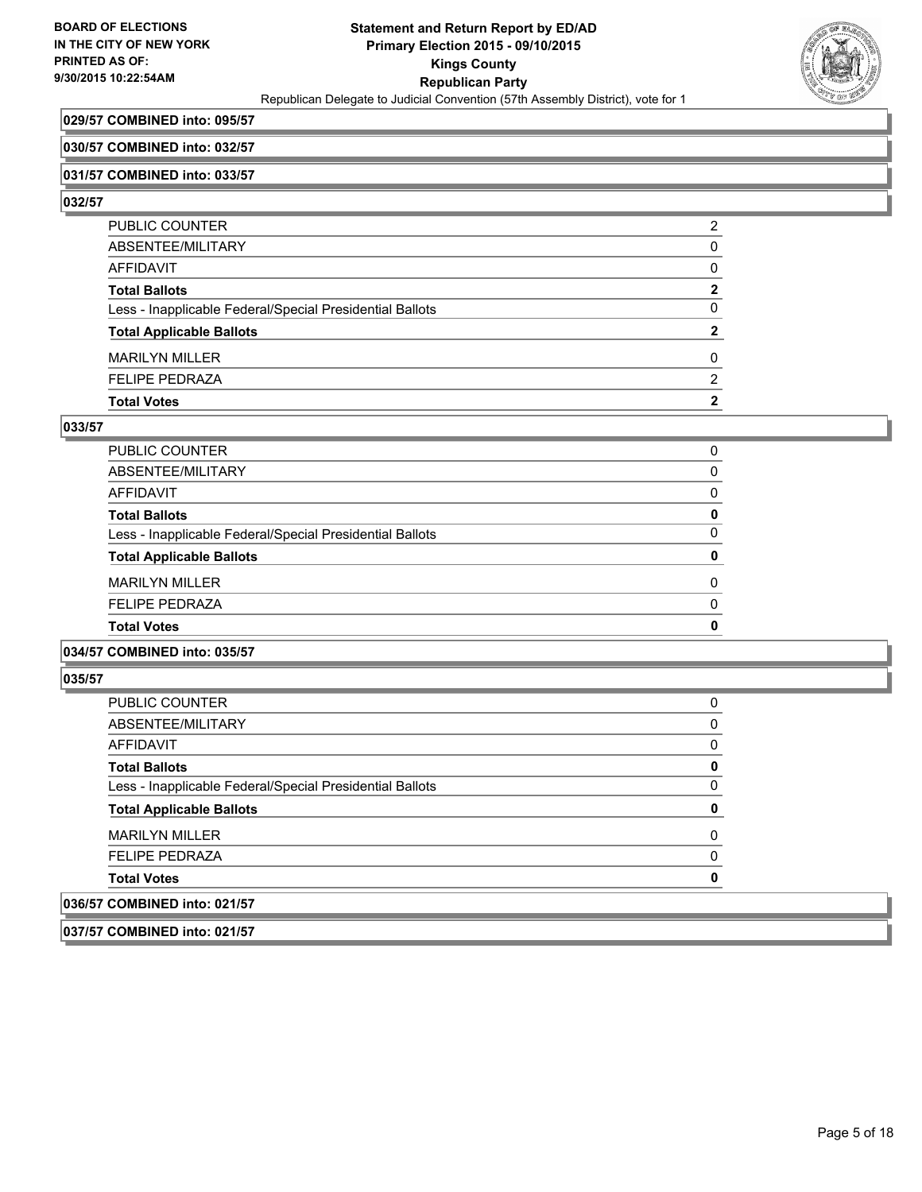**029/57 COMBINED into: 095/57**

**030/57 COMBINED into: 032/57**

**031/57 COMBINED into: 033/57**

**032/57**

| | |
|---|---|
| PUBLIC COUNTER | 2 |
| ABSENTEE/MILITARY | 0 |
| AFFIDAVIT | 0 |
| **Total Ballots** | **2** |
| Less - Inapplicable Federal/Special Presidential Ballots | 0 |
| **Total Applicable Ballots** | **2** |
| MARILYN MILLER | 0 |
| FELIPE PEDRAZA | 2 |
| **Total Votes** | **2** |

**033/57**

| | |
|---|---|
| PUBLIC COUNTER | 0 |
| ABSENTEE/MILITARY | 0 |
| AFFIDAVIT | 0 |
| **Total Ballots** | **0** |
| Less - Inapplicable Federal/Special Presidential Ballots | 0 |
| **Total Applicable Ballots** | **0** |
| MARILYN MILLER | 0 |
| FELIPE PEDRAZA | 0 |
| **Total Votes** | **0** |

**034/57 COMBINED into: 035/57**

**035/57**

| | |
|---|---|
| PUBLIC COUNTER | 0 |
| ABSENTEE/MILITARY | 0 |
| AFFIDAVIT | 0 |
| **Total Ballots** | **0** |
| Less - Inapplicable Federal/Special Presidential Ballots | 0 |
| **Total Applicable Ballots** | **0** |
| MARILYN MILLER | 0 |
| FELIPE PEDRAZA | 0 |
| **Total Votes** | **0** |

**036/57 COMBINED into: 021/57**

**037/57 COMBINED into: 021/57**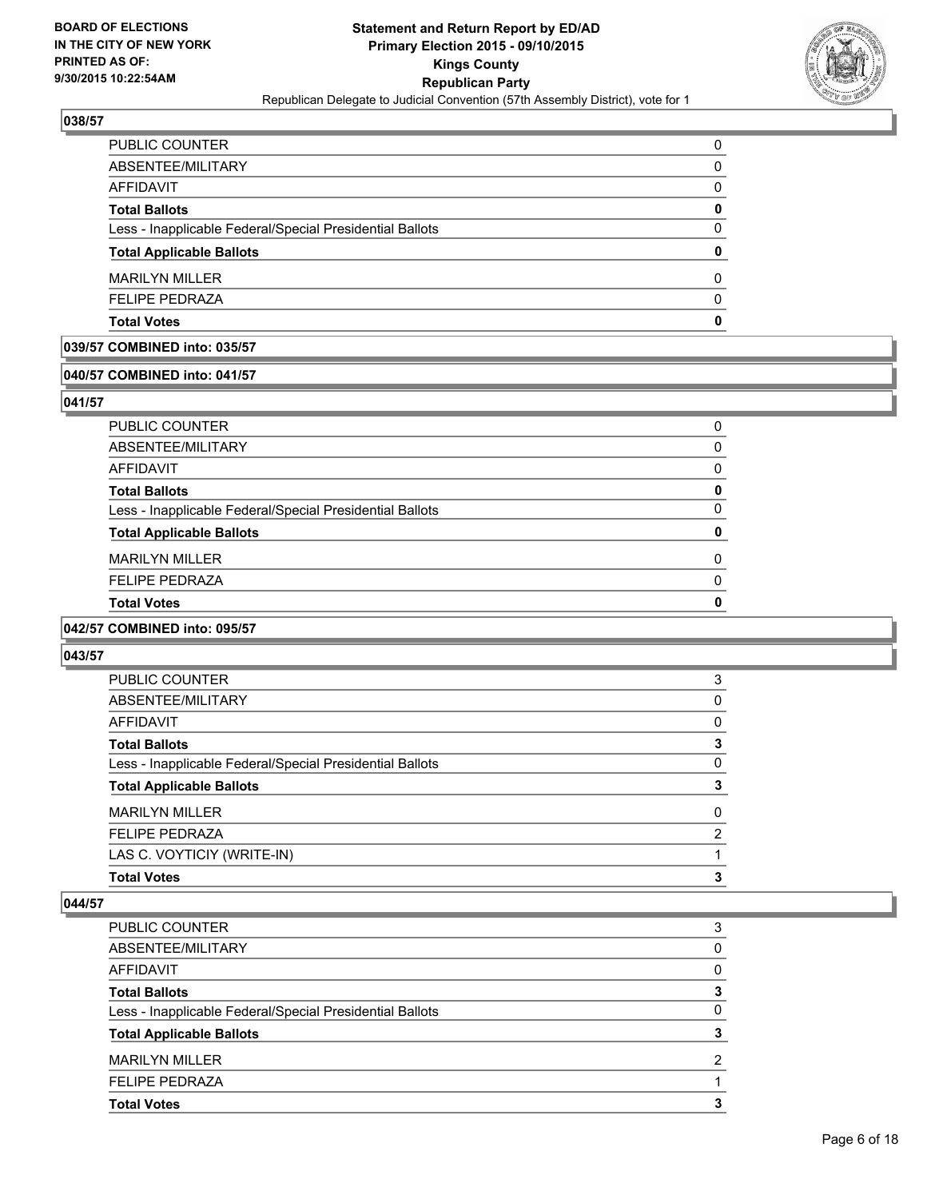## 038/57

| | |
|---|---|
| PUBLIC COUNTER | 0 |
| ABSENTEE/MILITARY | 0 |
| AFFIDAVIT | 0 |
| **Total Ballots** | **0** |
| Less - Inapplicable Federal/Special Presidential Ballots | 0 |
| **Total Applicable Ballots** | **0** |
| MARILYN MILLER | 0 |
| FELIPE PEDRAZA | 0 |
| **Total Votes** | **0** |

## 039/57 COMBINED into: 035/57

## 040/57 COMBINED into: 041/57

## 041/57

| | |
|---|---|
| PUBLIC COUNTER | 0 |
| ABSENTEE/MILITARY | 0 |
| AFFIDAVIT | 0 |
| **Total Ballots** | **0** |
| Less - Inapplicable Federal/Special Presidential Ballots | 0 |
| **Total Applicable Ballots** | **0** |
| MARILYN MILLER | 0 |
| FELIPE PEDRAZA | 0 |
| **Total Votes** | **0** |

## 042/57 COMBINED into: 095/57

## 043/57

| | |
|---|---|
| PUBLIC COUNTER | 3 |
| ABSENTEE/MILITARY | 0 |
| AFFIDAVIT | 0 |
| **Total Ballots** | **3** |
| Less - Inapplicable Federal/Special Presidential Ballots | 0 |
| **Total Applicable Ballots** | **3** |
| MARILYN MILLER | 0 |
| FELIPE PEDRAZA | 2 |
| LAS C. VOYTICIY (WRITE-IN) | 1 |
| **Total Votes** | **3** |

## 044/57

| | |
|---|---|
| PUBLIC COUNTER | 3 |
| ABSENTEE/MILITARY | 0 |
| AFFIDAVIT | 0 |
| **Total Ballots** | **3** |
| Less - Inapplicable Federal/Special Presidential Ballots | 0 |
| **Total Applicable Ballots** | **3** |
| MARILYN MILLER | 2 |
| FELIPE PEDRAZA | 1 |
| **Total Votes** | **3** |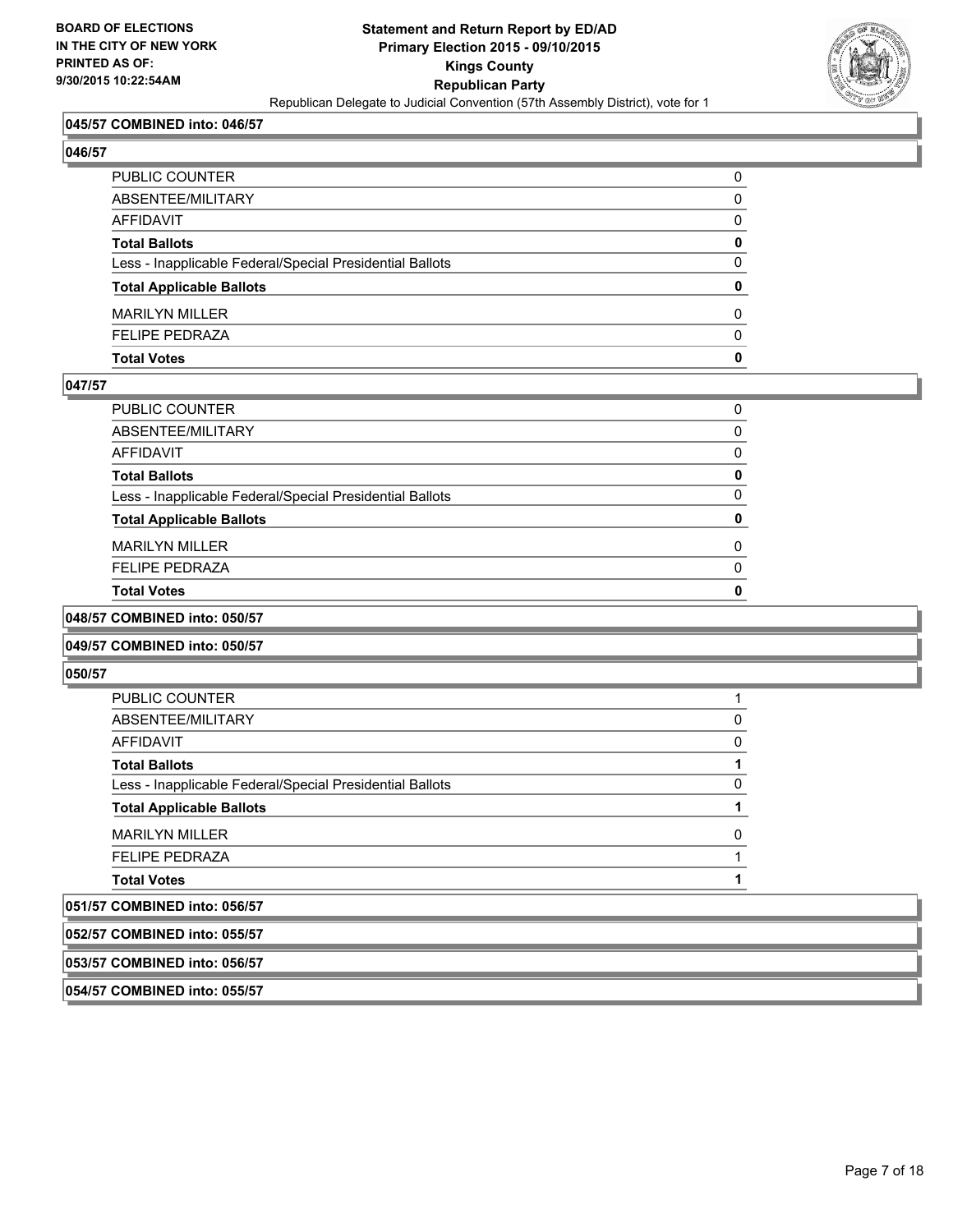**045/57 COMBINED into: 046/57**

**046/57**

| | |
|---|---|
| PUBLIC COUNTER | 0 |
| ABSENTEE/MILITARY | 0 |
| AFFIDAVIT | 0 |
| **Total Ballots** | **0** |
| Less - Inapplicable Federal/Special Presidential Ballots | 0 |
| **Total Applicable Ballots** | **0** |
| MARILYN MILLER | 0 |
| FELIPE PEDRAZA | 0 |
| **Total Votes** | **0** |

**047/57**

| | |
|---|---|
| PUBLIC COUNTER | 0 |
| ABSENTEE/MILITARY | 0 |
| AFFIDAVIT | 0 |
| **Total Ballots** | **0** |
| Less - Inapplicable Federal/Special Presidential Ballots | 0 |
| **Total Applicable Ballots** | **0** |
| MARILYN MILLER | 0 |
| FELIPE PEDRAZA | 0 |
| **Total Votes** | **0** |

**048/57 COMBINED into: 050/57**

**049/57 COMBINED into: 050/57**

**050/57**

| | |
|---|---|
| PUBLIC COUNTER | 1 |
| ABSENTEE/MILITARY | 0 |
| AFFIDAVIT | 0 |
| **Total Ballots** | **1** |
| Less - Inapplicable Federal/Special Presidential Ballots | 0 |
| **Total Applicable Ballots** | **1** |
| MARILYN MILLER | 0 |
| FELIPE PEDRAZA | 1 |
| **Total Votes** | **1** |

**051/57 COMBINED into: 056/57**

**052/57 COMBINED into: 055/57**

**053/57 COMBINED into: 056/57**

**054/57 COMBINED into: 055/57**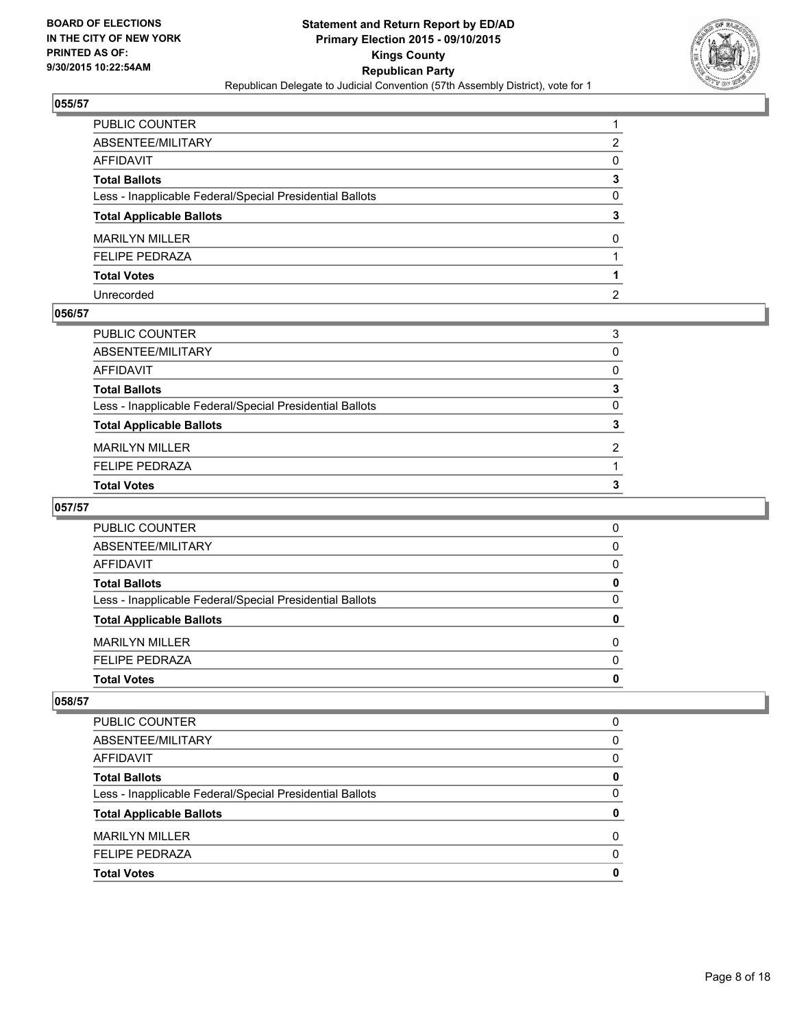## 055/57

| | |
|---|---|
| PUBLIC COUNTER | 1 |
| ABSENTEE/MILITARY | 2 |
| AFFIDAVIT | 0 |
| **Total Ballots** | **3** |
| Less - Inapplicable Federal/Special Presidential Ballots | 0 |
| **Total Applicable Ballots** | **3** |
| MARILYN MILLER | 0 |
| FELIPE PEDRAZA | 1 |
| **Total Votes** | **1** |
| Unrecorded | 2 |

## 056/57

| | |
|---|---|
| PUBLIC COUNTER | 3 |
| ABSENTEE/MILITARY | 0 |
| AFFIDAVIT | 0 |
| **Total Ballots** | **3** |
| Less - Inapplicable Federal/Special Presidential Ballots | 0 |
| **Total Applicable Ballots** | **3** |
| MARILYN MILLER | 2 |
| FELIPE PEDRAZA | 1 |
| **Total Votes** | **3** |

## 057/57

| | |
|---|---|
| PUBLIC COUNTER | 0 |
| ABSENTEE/MILITARY | 0 |
| AFFIDAVIT | 0 |
| **Total Ballots** | **0** |
| Less - Inapplicable Federal/Special Presidential Ballots | 0 |
| **Total Applicable Ballots** | **0** |
| MARILYN MILLER | 0 |
| FELIPE PEDRAZA | 0 |
| **Total Votes** | **0** |

## 058/57

| | |
|---|---|
| PUBLIC COUNTER | 0 |
| ABSENTEE/MILITARY | 0 |
| AFFIDAVIT | 0 |
| **Total Ballots** | **0** |
| Less - Inapplicable Federal/Special Presidential Ballots | 0 |
| **Total Applicable Ballots** | **0** |
| MARILYN MILLER | 0 |
| FELIPE PEDRAZA | 0 |
| **Total Votes** | **0** |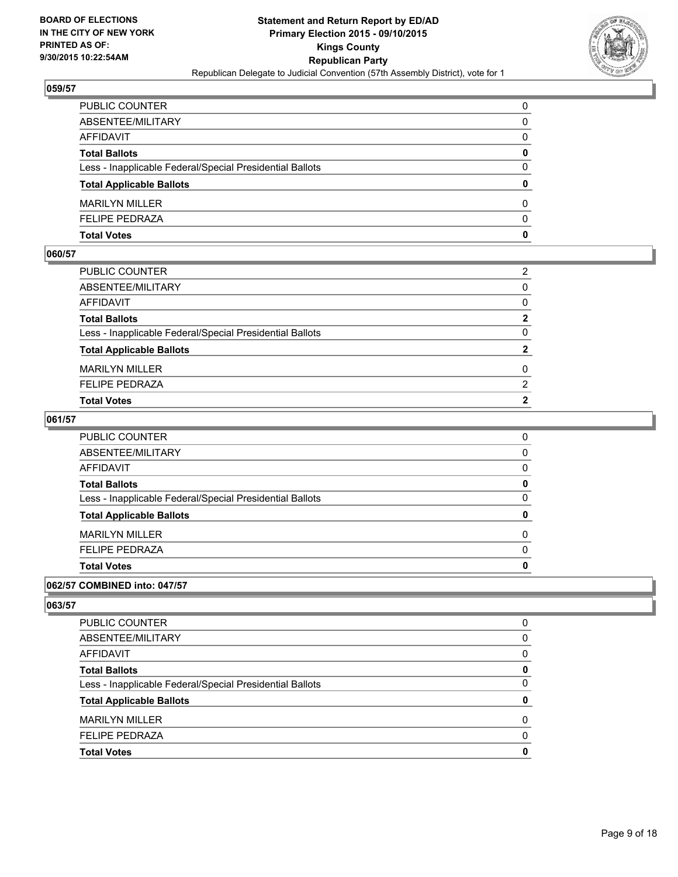### 059/57

| | |
|---|---|
| PUBLIC COUNTER | 0 |
| ABSENTEE/MILITARY | 0 |
| AFFIDAVIT | 0 |
| **Total Ballots** | **0** |
| Less - Inapplicable Federal/Special Presidential Ballots | 0 |
| **Total Applicable Ballots** | **0** |
| MARILYN MILLER | 0 |
| FELIPE PEDRAZA | 0 |
| **Total Votes** | **0** |

### 060/57

| | |
|---|---|
| PUBLIC COUNTER | 2 |
| ABSENTEE/MILITARY | 0 |
| AFFIDAVIT | 0 |
| **Total Ballots** | **2** |
| Less - Inapplicable Federal/Special Presidential Ballots | 0 |
| **Total Applicable Ballots** | **2** |
| MARILYN MILLER | 0 |
| FELIPE PEDRAZA | 2 |
| **Total Votes** | **2** |

### 061/57

| | |
|---|---|
| PUBLIC COUNTER | 0 |
| ABSENTEE/MILITARY | 0 |
| AFFIDAVIT | 0 |
| **Total Ballots** | **0** |
| Less - Inapplicable Federal/Special Presidential Ballots | 0 |
| **Total Applicable Ballots** | **0** |
| MARILYN MILLER | 0 |
| FELIPE PEDRAZA | 0 |
| **Total Votes** | **0** |

### 062/57 COMBINED into: 047/57

### 063/57

| | |
|---|---|
| PUBLIC COUNTER | 0 |
| ABSENTEE/MILITARY | 0 |
| AFFIDAVIT | 0 |
| **Total Ballots** | **0** |
| Less - Inapplicable Federal/Special Presidential Ballots | 0 |
| **Total Applicable Ballots** | **0** |
| MARILYN MILLER | 0 |
| FELIPE PEDRAZA | 0 |
| **Total Votes** | **0** |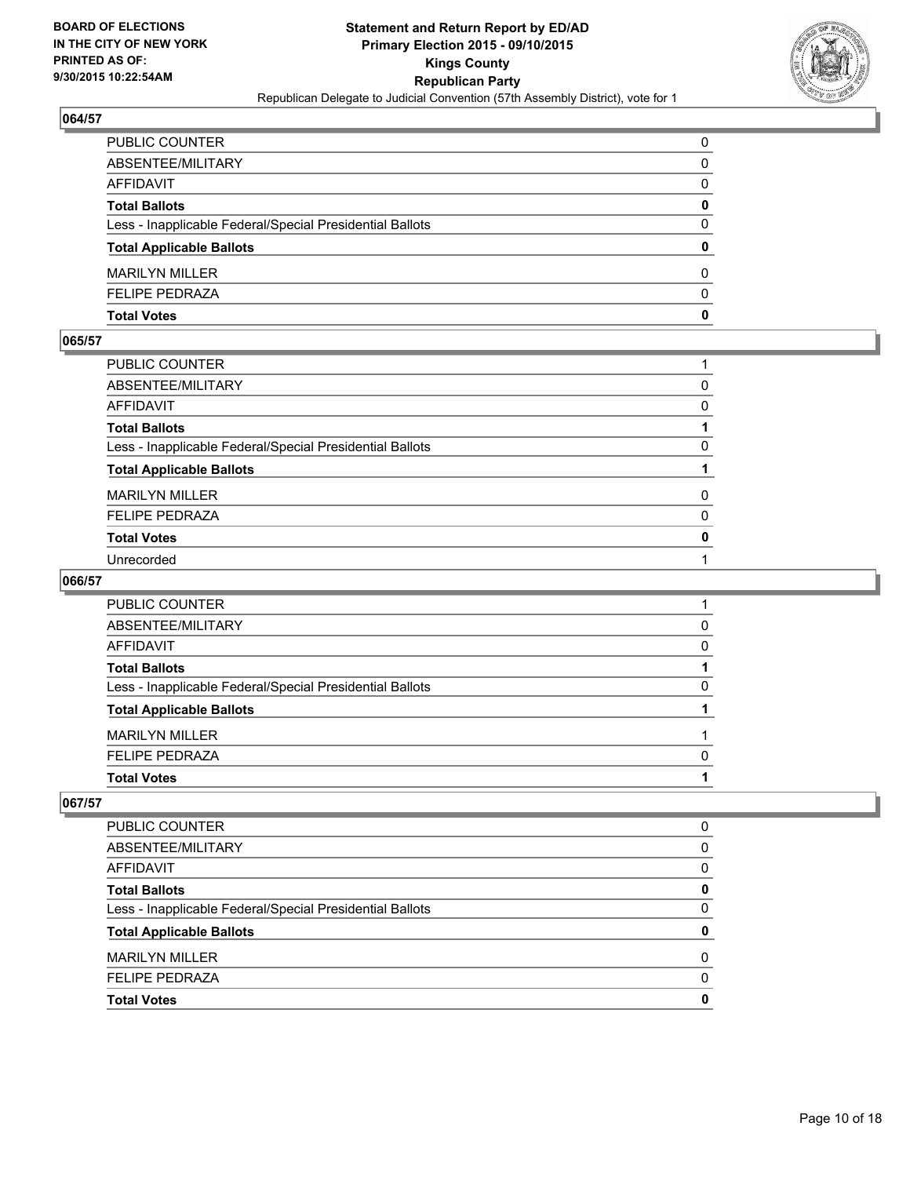## 064/57

| | |
|---|---|
| PUBLIC COUNTER | 0 |
| ABSENTEE/MILITARY | 0 |
| AFFIDAVIT | 0 |
| **Total Ballots** | **0** |
| Less - Inapplicable Federal/Special Presidential Ballots | 0 |
| **Total Applicable Ballots** | **0** |
| MARILYN MILLER | 0 |
| FELIPE PEDRAZA | 0 |
| **Total Votes** | **0** |

## 065/57

| | |
|---|---|
| PUBLIC COUNTER | 1 |
| ABSENTEE/MILITARY | 0 |
| AFFIDAVIT | 0 |
| **Total Ballots** | **1** |
| Less - Inapplicable Federal/Special Presidential Ballots | 0 |
| **Total Applicable Ballots** | **1** |
| MARILYN MILLER | 0 |
| FELIPE PEDRAZA | 0 |
| **Total Votes** | **0** |
| Unrecorded | 1 |

## 066/57

| | |
|---|---|
| PUBLIC COUNTER | 1 |
| ABSENTEE/MILITARY | 0 |
| AFFIDAVIT | 0 |
| **Total Ballots** | **1** |
| Less - Inapplicable Federal/Special Presidential Ballots | 0 |
| **Total Applicable Ballots** | **1** |
| MARILYN MILLER | 1 |
| FELIPE PEDRAZA | 0 |
| **Total Votes** | **1** |

## 067/57

| | |
|---|---|
| PUBLIC COUNTER | 0 |
| ABSENTEE/MILITARY | 0 |
| AFFIDAVIT | 0 |
| **Total Ballots** | **0** |
| Less - Inapplicable Federal/Special Presidential Ballots | 0 |
| **Total Applicable Ballots** | **0** |
| MARILYN MILLER | 0 |
| FELIPE PEDRAZA | 0 |
| **Total Votes** | **0** |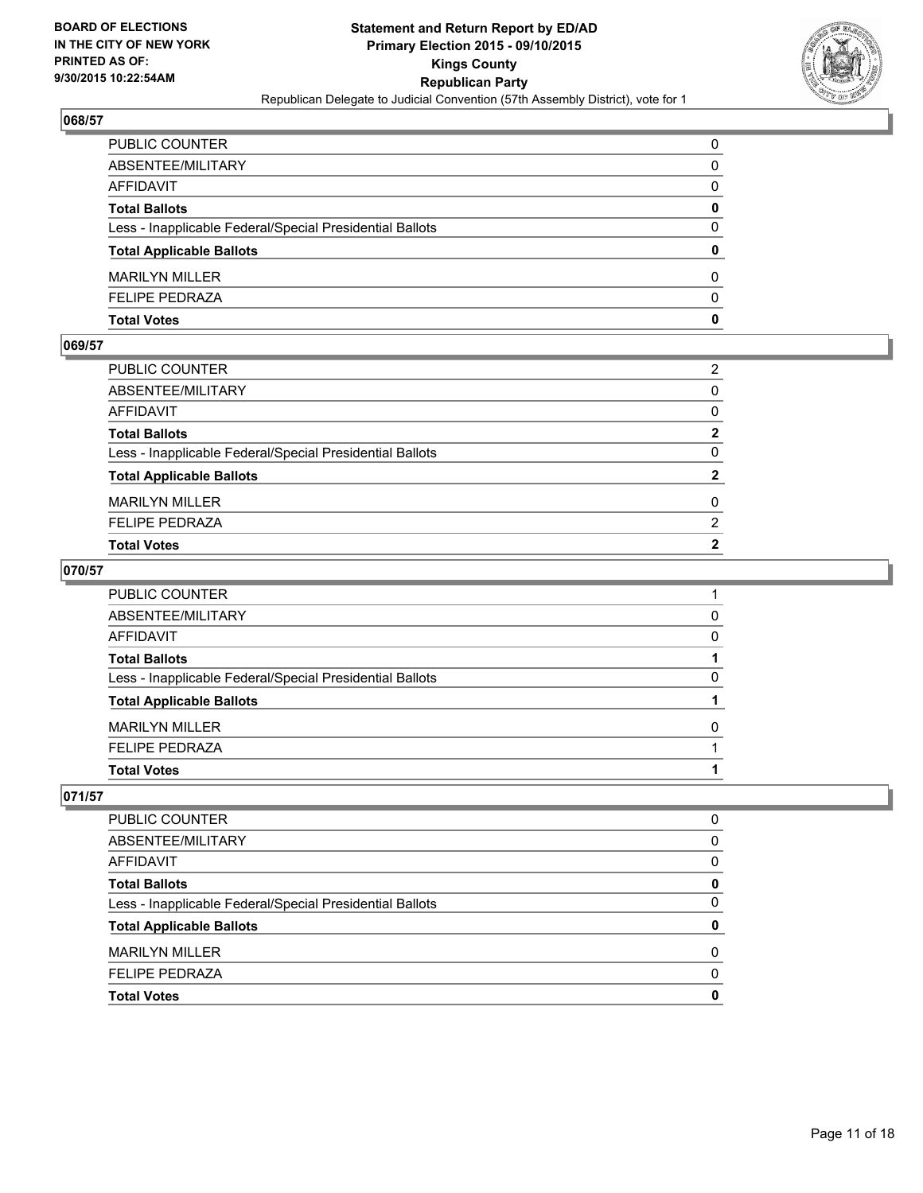**BOARD OF ELECTIONS IN THE CITY OF NEW YORK PRINTED AS OF: 9/30/2015 10:22:54AM**

**Statement and Return Report by ED/AD Primary Election 2015 - 09/10/2015 Kings County Republican Party**

Republican Delegate to Judicial Convention (57th Assembly District), vote for 1

## 068/57

| | |
|---|---|
| PUBLIC COUNTER | 0 |
| ABSENTEE/MILITARY | 0 |
| AFFIDAVIT | 0 |
| **Total Ballots** | **0** |
| Less - Inapplicable Federal/Special Presidential Ballots | 0 |
| **Total Applicable Ballots** | **0** |
| MARILYN MILLER | 0 |
| FELIPE PEDRAZA | 0 |
| **Total Votes** | **0** |

## 069/57

| | |
|---|---|
| PUBLIC COUNTER | 2 |
| ABSENTEE/MILITARY | 0 |
| AFFIDAVIT | 0 |
| **Total Ballots** | **2** |
| Less - Inapplicable Federal/Special Presidential Ballots | 0 |
| **Total Applicable Ballots** | **2** |
| MARILYN MILLER | 0 |
| FELIPE PEDRAZA | 2 |
| **Total Votes** | **2** |

## 070/57

| | |
|---|---|
| PUBLIC COUNTER | 1 |
| ABSENTEE/MILITARY | 0 |
| AFFIDAVIT | 0 |
| **Total Ballots** | **1** |
| Less - Inapplicable Federal/Special Presidential Ballots | 0 |
| **Total Applicable Ballots** | **1** |
| MARILYN MILLER | 0 |
| FELIPE PEDRAZA | 1 |
| **Total Votes** | **1** |

## 071/57

| | |
|---|---|
| PUBLIC COUNTER | 0 |
| ABSENTEE/MILITARY | 0 |
| AFFIDAVIT | 0 |
| **Total Ballots** | **0** |
| Less - Inapplicable Federal/Special Presidential Ballots | 0 |
| **Total Applicable Ballots** | **0** |
| MARILYN MILLER | 0 |
| FELIPE PEDRAZA | 0 |
| **Total Votes** | **0** |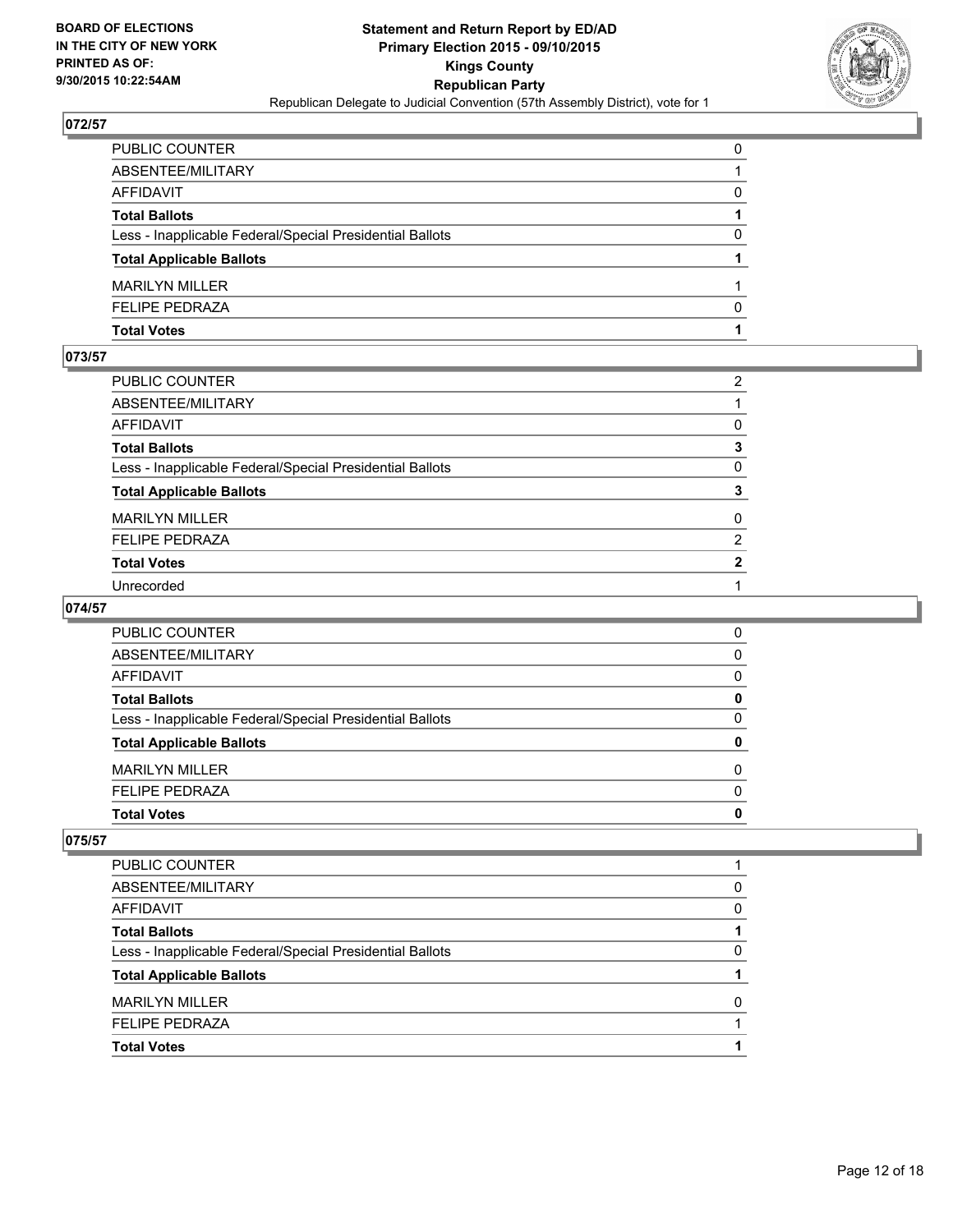**BOARD OF ELECTIONS IN THE CITY OF NEW YORK PRINTED AS OF: 9/30/2015 10:22:54AM**

**Statement and Return Report by ED/AD Primary Election 2015 - 09/10/2015 Kings County Republican Party**

Republican Delegate to Judicial Convention (57th Assembly District), vote for 1

## 072/57

| | |
|---|---|
| PUBLIC COUNTER | 0 |
| ABSENTEE/MILITARY | 1 |
| AFFIDAVIT | 0 |
| **Total Ballots** | **1** |
| Less - Inapplicable Federal/Special Presidential Ballots | 0 |
| **Total Applicable Ballots** | **1** |
| MARILYN MILLER | 1 |
| FELIPE PEDRAZA | 0 |
| **Total Votes** | **1** |

## 073/57

| | |
|---|---|
| PUBLIC COUNTER | 2 |
| ABSENTEE/MILITARY | 1 |
| AFFIDAVIT | 0 |
| **Total Ballots** | **3** |
| Less - Inapplicable Federal/Special Presidential Ballots | 0 |
| **Total Applicable Ballots** | **3** |
| MARILYN MILLER | 0 |
| FELIPE PEDRAZA | 2 |
| **Total Votes** | **2** |
| Unrecorded | 1 |

## 074/57

| | |
|---|---|
| PUBLIC COUNTER | 0 |
| ABSENTEE/MILITARY | 0 |
| AFFIDAVIT | 0 |
| **Total Ballots** | **0** |
| Less - Inapplicable Federal/Special Presidential Ballots | 0 |
| **Total Applicable Ballots** | **0** |
| MARILYN MILLER | 0 |
| FELIPE PEDRAZA | 0 |
| **Total Votes** | **0** |

## 075/57

| | |
|---|---|
| PUBLIC COUNTER | 1 |
| ABSENTEE/MILITARY | 0 |
| AFFIDAVIT | 0 |
| **Total Ballots** | **1** |
| Less - Inapplicable Federal/Special Presidential Ballots | 0 |
| **Total Applicable Ballots** | **1** |
| MARILYN MILLER | 0 |
| FELIPE PEDRAZA | 1 |
| **Total Votes** | **1** |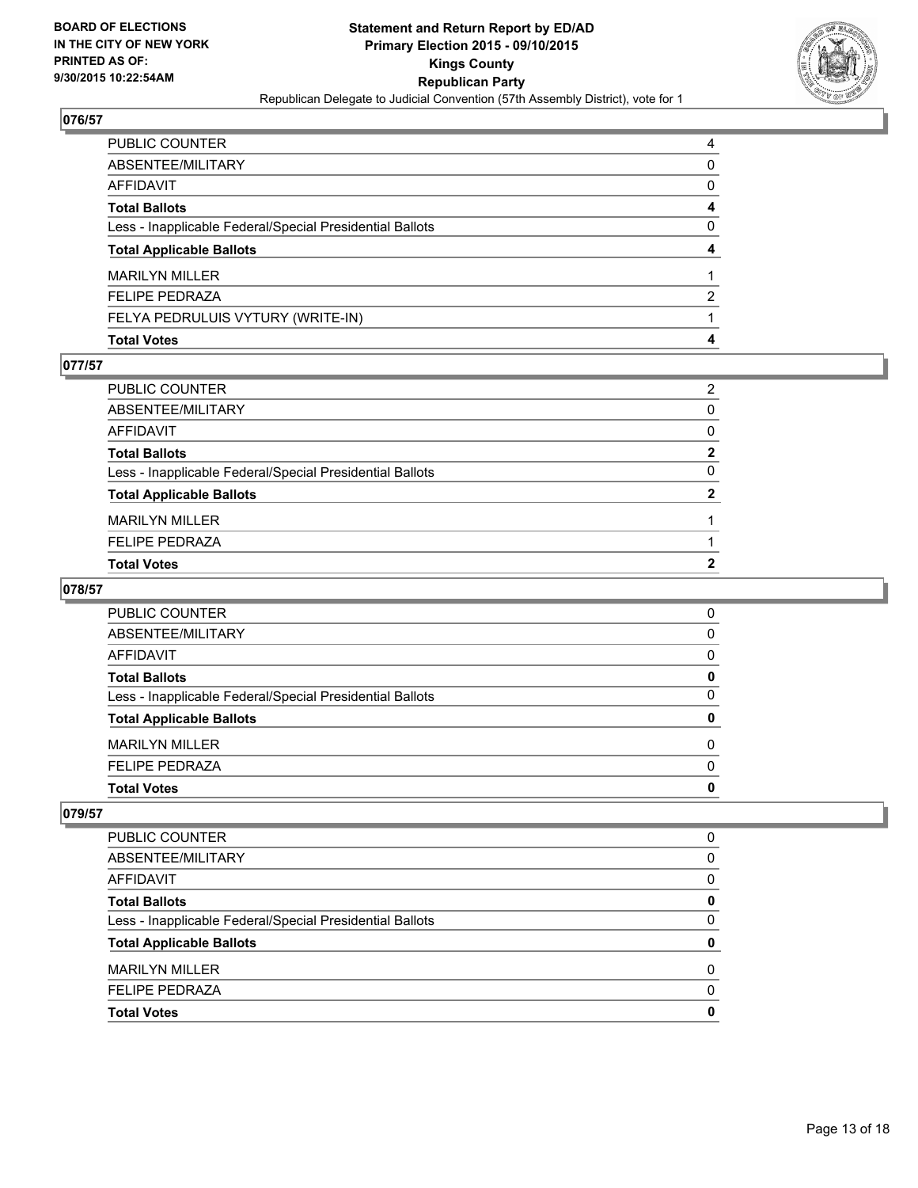## 076/57

| | |
|---|---|
| PUBLIC COUNTER | 4 |
| ABSENTEE/MILITARY | 0 |
| AFFIDAVIT | 0 |
| **Total Ballots** | **4** |
| Less - Inapplicable Federal/Special Presidential Ballots | 0 |
| **Total Applicable Ballots** | **4** |
| MARILYN MILLER | 1 |
| FELIPE PEDRAZA | 2 |
| FELYA PEDRULUIS VYTURY (WRITE-IN) | 1 |
| **Total Votes** | **4** |

## 077/57

| | |
|---|---|
| PUBLIC COUNTER | 2 |
| ABSENTEE/MILITARY | 0 |
| AFFIDAVIT | 0 |
| **Total Ballots** | **2** |
| Less - Inapplicable Federal/Special Presidential Ballots | 0 |
| **Total Applicable Ballots** | **2** |
| MARILYN MILLER | 1 |
| FELIPE PEDRAZA | 1 |
| **Total Votes** | **2** |

## 078/57

| | |
|---|---|
| PUBLIC COUNTER | 0 |
| ABSENTEE/MILITARY | 0 |
| AFFIDAVIT | 0 |
| **Total Ballots** | **0** |
| Less - Inapplicable Federal/Special Presidential Ballots | 0 |
| **Total Applicable Ballots** | **0** |
| MARILYN MILLER | 0 |
| FELIPE PEDRAZA | 0 |
| **Total Votes** | **0** |

## 079/57

| | |
|---|---|
| PUBLIC COUNTER | 0 |
| ABSENTEE/MILITARY | 0 |
| AFFIDAVIT | 0 |
| **Total Ballots** | **0** |
| Less - Inapplicable Federal/Special Presidential Ballots | 0 |
| **Total Applicable Ballots** | **0** |
| MARILYN MILLER | 0 |
| FELIPE PEDRAZA | 0 |
| **Total Votes** | **0** |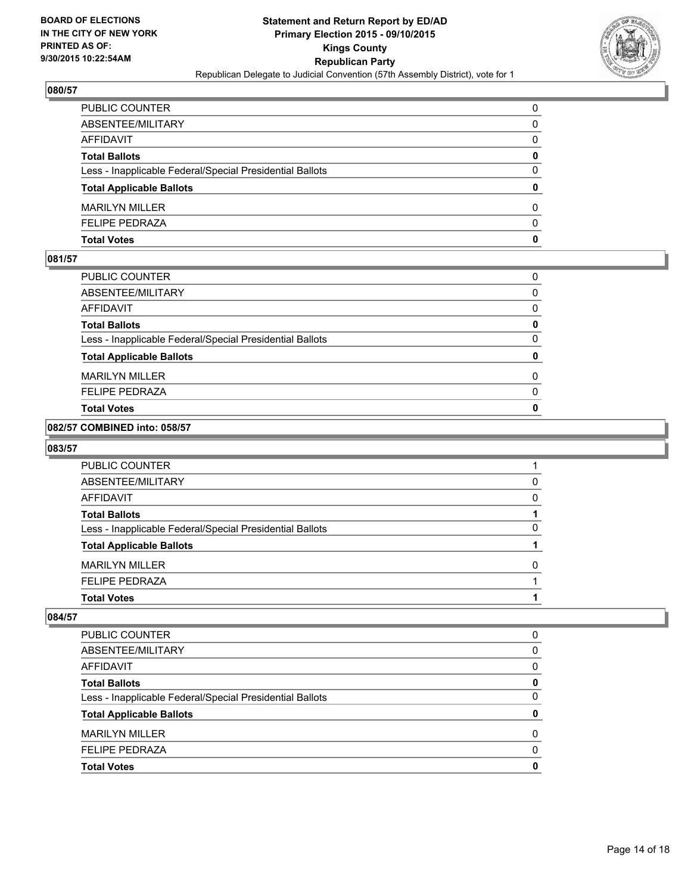## 080/57

| | |
|---|---|
| PUBLIC COUNTER | 0 |
| ABSENTEE/MILITARY | 0 |
| AFFIDAVIT | 0 |
| **Total Ballots** | **0** |
| Less - Inapplicable Federal/Special Presidential Ballots | 0 |
| **Total Applicable Ballots** | **0** |
| MARILYN MILLER | 0 |
| FELIPE PEDRAZA | 0 |
| **Total Votes** | **0** |

## 081/57

| | |
|---|---|
| PUBLIC COUNTER | 0 |
| ABSENTEE/MILITARY | 0 |
| AFFIDAVIT | 0 |
| **Total Ballots** | **0** |
| Less - Inapplicable Federal/Special Presidential Ballots | 0 |
| **Total Applicable Ballots** | **0** |
| MARILYN MILLER | 0 |
| FELIPE PEDRAZA | 0 |
| **Total Votes** | **0** |

## 082/57 COMBINED into: 058/57

## 083/57

| | |
|---|---|
| PUBLIC COUNTER | 1 |
| ABSENTEE/MILITARY | 0 |
| AFFIDAVIT | 0 |
| **Total Ballots** | **1** |
| Less - Inapplicable Federal/Special Presidential Ballots | 0 |
| **Total Applicable Ballots** | **1** |
| MARILYN MILLER | 0 |
| FELIPE PEDRAZA | 1 |
| **Total Votes** | **1** |

## 084/57

| | |
|---|---|
| PUBLIC COUNTER | 0 |
| ABSENTEE/MILITARY | 0 |
| AFFIDAVIT | 0 |
| **Total Ballots** | **0** |
| Less - Inapplicable Federal/Special Presidential Ballots | 0 |
| **Total Applicable Ballots** | **0** |
| MARILYN MILLER | 0 |
| FELIPE PEDRAZA | 0 |
| **Total Votes** | **0** |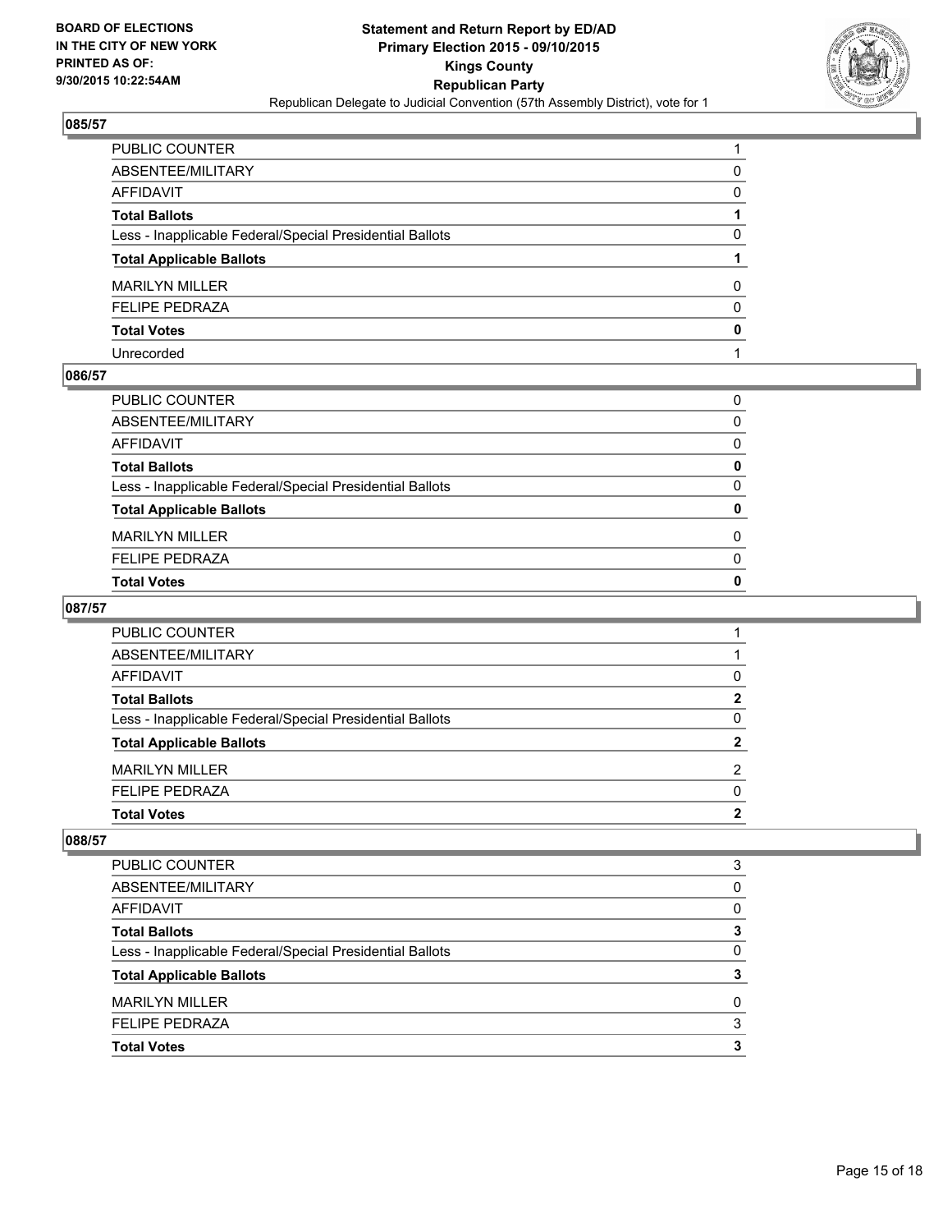**BOARD OF ELECTIONS IN THE CITY OF NEW YORK PRINTED AS OF: 9/30/2015 10:22:54AM**

**Statement and Return Report by ED/AD Primary Election 2015 - 09/10/2015 Kings County Republican Party**

Republican Delegate to Judicial Convention (57th Assembly District), vote for 1

### 085/57

| | |
|---|---|
| PUBLIC COUNTER | 1 |
| ABSENTEE/MILITARY | 0 |
| AFFIDAVIT | 0 |
| **Total Ballots** | **1** |
| Less - Inapplicable Federal/Special Presidential Ballots | 0 |
| **Total Applicable Ballots** | **1** |
| MARILYN MILLER | 0 |
| FELIPE PEDRAZA | 0 |
| **Total Votes** | **0** |
| Unrecorded | 1 |

### 086/57

| | |
|---|---|
| PUBLIC COUNTER | 0 |
| ABSENTEE/MILITARY | 0 |
| AFFIDAVIT | 0 |
| **Total Ballots** | **0** |
| Less - Inapplicable Federal/Special Presidential Ballots | 0 |
| **Total Applicable Ballots** | **0** |
| MARILYN MILLER | 0 |
| FELIPE PEDRAZA | 0 |
| **Total Votes** | **0** |

### 087/57

| | |
|---|---|
| PUBLIC COUNTER | 1 |
| ABSENTEE/MILITARY | 1 |
| AFFIDAVIT | 0 |
| **Total Ballots** | **2** |
| Less - Inapplicable Federal/Special Presidential Ballots | 0 |
| **Total Applicable Ballots** | **2** |
| MARILYN MILLER | 2 |
| FELIPE PEDRAZA | 0 |
| **Total Votes** | **2** |

### 088/57

| | |
|---|---|
| PUBLIC COUNTER | 3 |
| ABSENTEE/MILITARY | 0 |
| AFFIDAVIT | 0 |
| **Total Ballots** | **3** |
| Less - Inapplicable Federal/Special Presidential Ballots | 0 |
| **Total Applicable Ballots** | **3** |
| MARILYN MILLER | 0 |
| FELIPE PEDRAZA | 3 |
| **Total Votes** | **3** |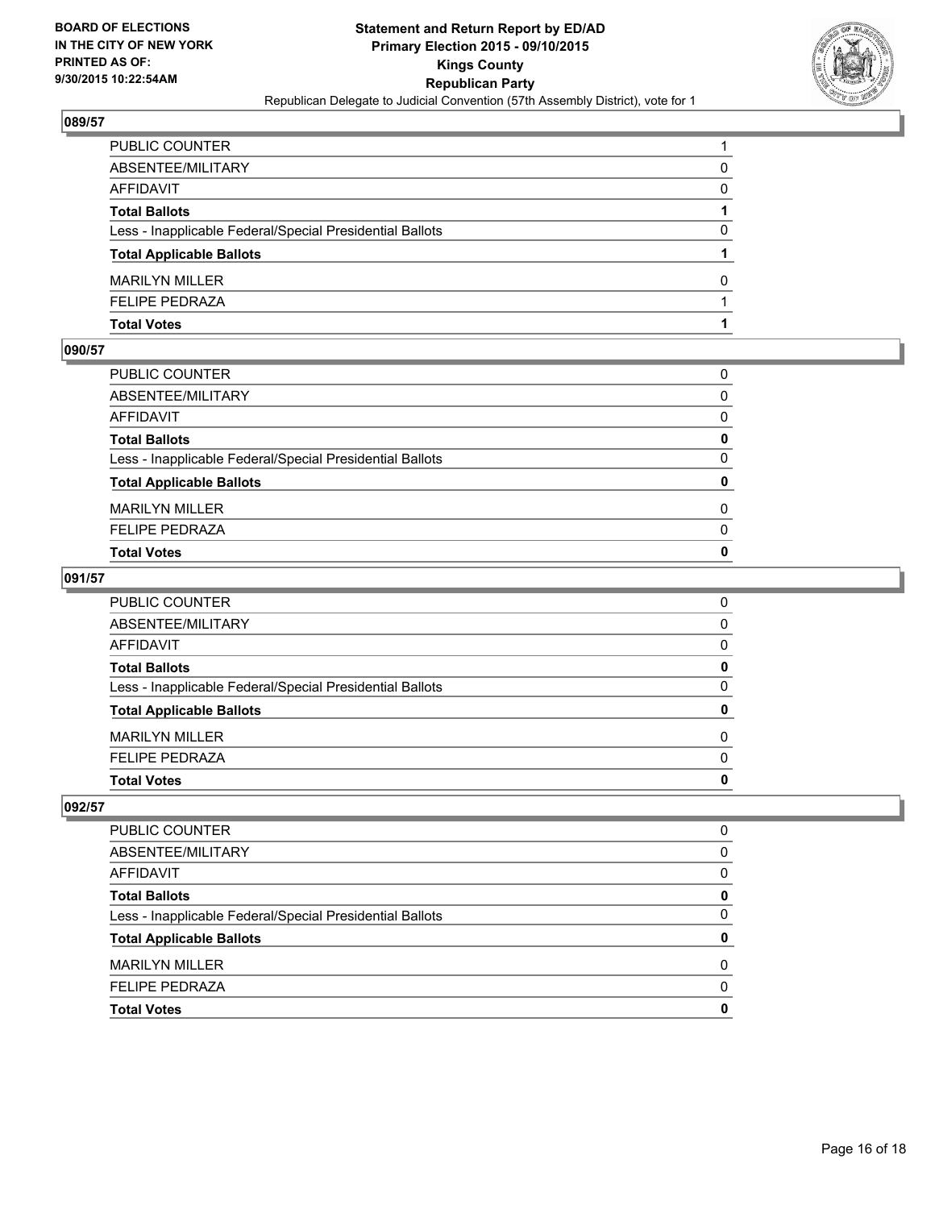### 089/57

| | |
|---|---|
| PUBLIC COUNTER | 1 |
| ABSENTEE/MILITARY | 0 |
| AFFIDAVIT | 0 |
| **Total Ballots** | **1** |
| Less - Inapplicable Federal/Special Presidential Ballots | 0 |
| **Total Applicable Ballots** | **1** |
| MARILYN MILLER | 0 |
| FELIPE PEDRAZA | 1 |
| **Total Votes** | **1** |

### 090/57

| | |
|---|---|
| PUBLIC COUNTER | 0 |
| ABSENTEE/MILITARY | 0 |
| AFFIDAVIT | 0 |
| **Total Ballots** | **0** |
| Less - Inapplicable Federal/Special Presidential Ballots | 0 |
| **Total Applicable Ballots** | **0** |
| MARILYN MILLER | 0 |
| FELIPE PEDRAZA | 0 |
| **Total Votes** | **0** |

### 091/57

| | |
|---|---|
| PUBLIC COUNTER | 0 |
| ABSENTEE/MILITARY | 0 |
| AFFIDAVIT | 0 |
| **Total Ballots** | **0** |
| Less - Inapplicable Federal/Special Presidential Ballots | 0 |
| **Total Applicable Ballots** | **0** |
| MARILYN MILLER | 0 |
| FELIPE PEDRAZA | 0 |
| **Total Votes** | **0** |

### 092/57

| | |
|---|---|
| PUBLIC COUNTER | 0 |
| ABSENTEE/MILITARY | 0 |
| AFFIDAVIT | 0 |
| **Total Ballots** | **0** |
| Less - Inapplicable Federal/Special Presidential Ballots | 0 |
| **Total Applicable Ballots** | **0** |
| MARILYN MILLER | 0 |
| FELIPE PEDRAZA | 0 |
| **Total Votes** | **0** |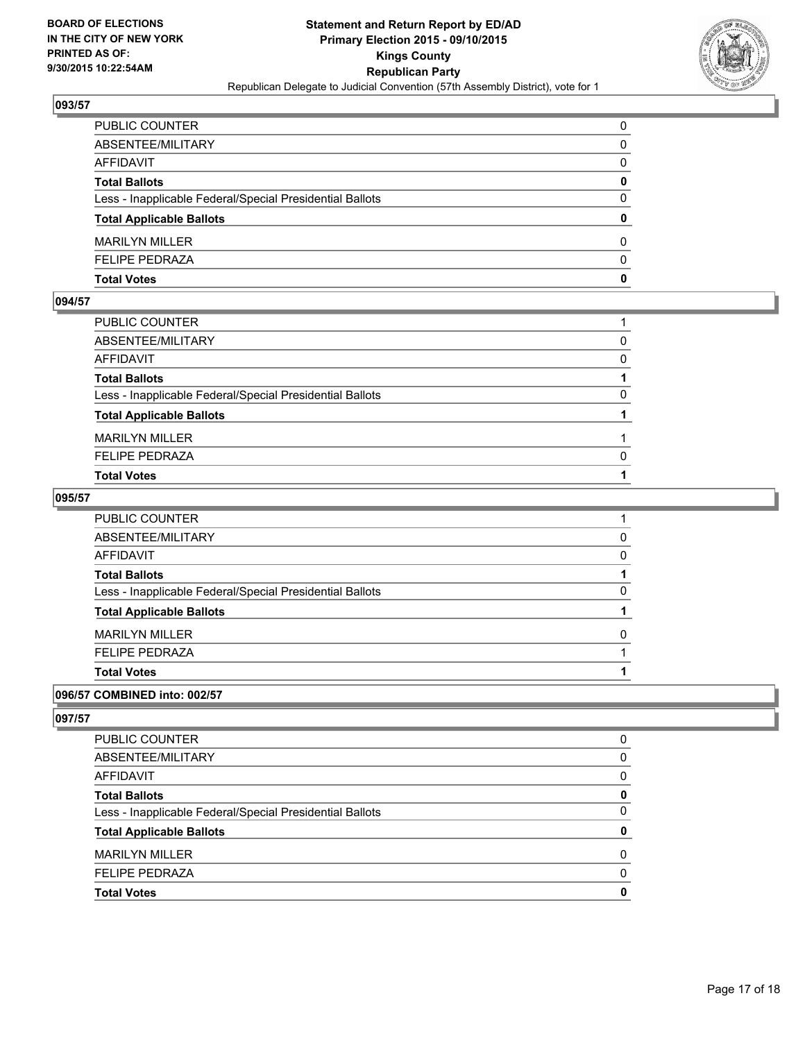## 093/57

| | |
|---|---|
| PUBLIC COUNTER | 0 |
| ABSENTEE/MILITARY | 0 |
| AFFIDAVIT | 0 |
| **Total Ballots** | **0** |
| Less - Inapplicable Federal/Special Presidential Ballots | 0 |
| **Total Applicable Ballots** | **0** |
| MARILYN MILLER | 0 |
| FELIPE PEDRAZA | 0 |
| **Total Votes** | **0** |

## 094/57

| | |
|---|---|
| PUBLIC COUNTER | 1 |
| ABSENTEE/MILITARY | 0 |
| AFFIDAVIT | 0 |
| **Total Ballots** | **1** |
| Less - Inapplicable Federal/Special Presidential Ballots | 0 |
| **Total Applicable Ballots** | **1** |
| MARILYN MILLER | 1 |
| FELIPE PEDRAZA | 0 |
| **Total Votes** | **1** |

## 095/57

| | |
|---|---|
| PUBLIC COUNTER | 1 |
| ABSENTEE/MILITARY | 0 |
| AFFIDAVIT | 0 |
| **Total Ballots** | **1** |
| Less - Inapplicable Federal/Special Presidential Ballots | 0 |
| **Total Applicable Ballots** | **1** |
| MARILYN MILLER | 0 |
| FELIPE PEDRAZA | 1 |
| **Total Votes** | **1** |

## 096/57 COMBINED into: 002/57

## 097/57

| | |
|---|---|
| PUBLIC COUNTER | 0 |
| ABSENTEE/MILITARY | 0 |
| AFFIDAVIT | 0 |
| **Total Ballots** | **0** |
| Less - Inapplicable Federal/Special Presidential Ballots | 0 |
| **Total Applicable Ballots** | **0** |
| MARILYN MILLER | 0 |
| FELIPE PEDRAZA | 0 |
| **Total Votes** | **0** |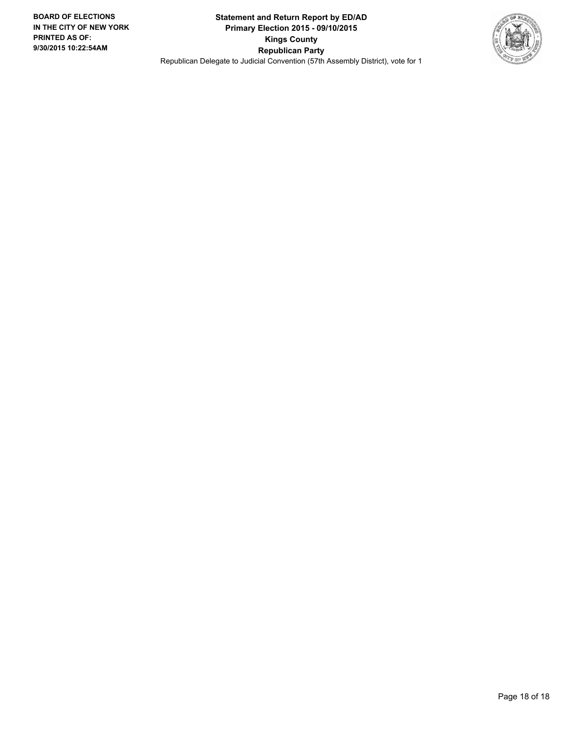**Statement and Return Report by ED/AD**
**Primary Election 2015 - 09/10/2015**
**Kings County**
**Republican Party**

Republican Delegate to Judicial Convention (57th Assembly District), vote for 1